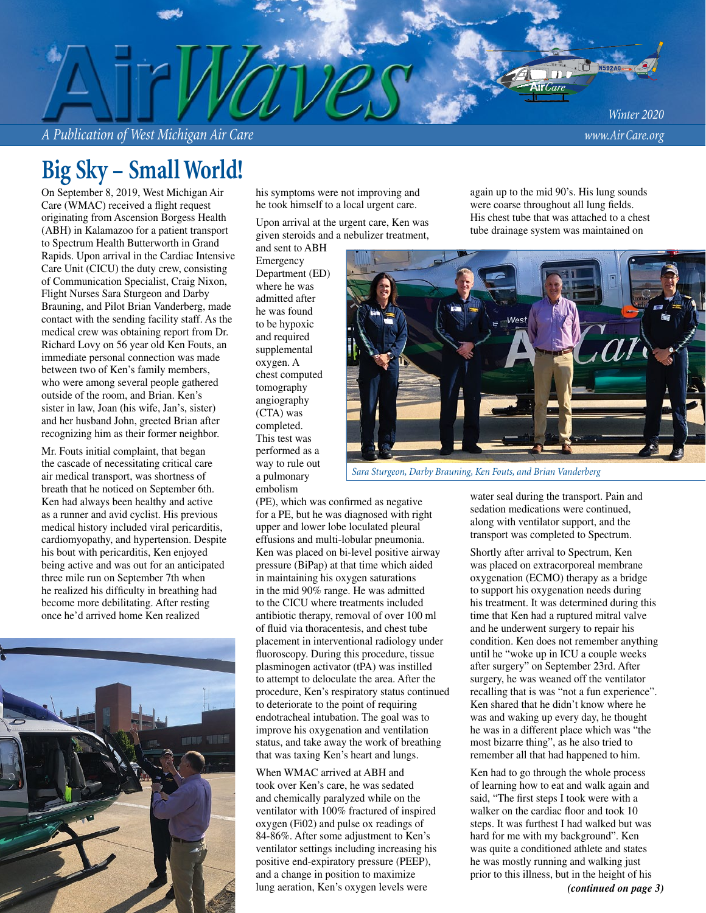# AirWaves

*A Publication of West Michigan Air Care*

*Winter 2020*

*www.AirCare.org*

## Big Sky – Small World!

On September 8, 2019, West Michigan Air Care (WMAC) received a flight request originating from Ascension Borgess Health (ABH) in Kalamazoo for a patient transport to Spectrum Health Butterworth in Grand Rapids. Upon arrival in the Cardiac Intensive Care Unit (CICU) the duty crew, consisting of Communication Specialist, Craig Nixon, Flight Nurses Sara Sturgeon and Darby Brauning, and Pilot Brian Vanderberg, made contact with the sending facility staff. As the medical crew was obtaining report from Dr. Richard Lovy on 56 year old Ken Fouts, an immediate personal connection was made between two of Ken's family members, who were among several people gathered outside of the room, and Brian. Ken's sister in law, Joan (his wife, Jan's, sister) and her husband John, greeted Brian after recognizing him as their former neighbor.

Mr. Fouts initial complaint, that began the cascade of necessitating critical care air medical transport, was shortness of breath that he noticed on September 6th. Ken had always been healthy and active as a runner and avid cyclist. His previous medical history included viral pericarditis, cardiomyopathy, and hypertension. Despite his bout with pericarditis, Ken enjoyed being active and was out for an anticipated three mile run on September 7th when he realized his difficulty in breathing had become more debilitating. After resting once he'd arrived home Ken realized his symptoms were not improving and he took himself to a local urgent care.

Upon arrival at the urgent care, Ken was given steroids and a nebulizer treatment, and sent to ABH Emergency Department (ED) where he was admitted after he was found to be hypoxic and required supplemental oxygen. A chest computed tomography angiography (CTA) was completed. This test was performed as a way to rule out a pulmonary embolism (PE), which was confirmed as negative for a PE, but he was diagnosed with right upper and lower lobe loculated pleural effusions and multi-lobular pneumonia. Ken was placed on bi-level positive airway pressure (BiPap) at that time which aided in maintaining his oxygen saturations in the mid 90% range. He was admitted to the CICU where treatments included antibiotic therapy, removal of over 100 ml of fluid via thoracentesis, and chest tube placement in interventional radiology under fluoroscopy. During this procedure, tissue plasminogen activator (tPA) was instilled to attempt to deloculate the area. After the procedure, Ken's respiratory status continued to deteriorate to the point of requiring endotracheal intubation. The goal was to improve his oxygenation and ventilation status, and take away the work of breathing that was taxing Ken's heart and lungs.

When WMAC arrived at ABH and took over Ken's care, he was sedated and chemically paralyzed while on the ventilator with 100% fractured of inspired oxygen (Fi02) and pulse ox readings of 84-86%. After some adjustment to Ken's ventilator settings including increasing his positive end-expiratory pressure (PEEP), and a change in position to maximize lung aeration, Ken's oxygen levels were again up to the mid 90's. His lung sounds were coarse throughout all lung fields. His chest tube that was attached to a chest tube drainage system was maintained on water seal during the transport. Pain and sedation medications were continued, along with ventilator support, and the transport was completed to Spectrum.

*Sara Sturgeon, Darby Brauning, Ken Fouts, and Brian Vanderberg*

Shortly after arrival to Spectrum, Ken was placed on extracorporeal membrane oxygenation (ECMO) therapy as a bridge to support his oxygenation needs during his treatment. It was determined during this time that Ken had a ruptured mitral valve and he underwent surgery to repair his condition. Ken does not remember anything until he "woke up in ICU a couple weeks after surgery" on September 23rd. After surgery, he was weaned off the ventilator recalling that is was "not a fun experience". Ken shared that he didn't know where he was and waking up every day, he thought he was in a different place which was "the most bizarre thing", as he also tried to remember all that had happened to him.

Ken had to go through the whole process of learning how to eat and walk again and said, "The first steps I took were with a walker on the cardiac floor and took 10 steps. It was furthest I had walked but was hard for me with my background". Ken was quite a conditioned athlete and states he was mostly running and walking just prior to this illness, but in the height of his

***(continued on page 3)***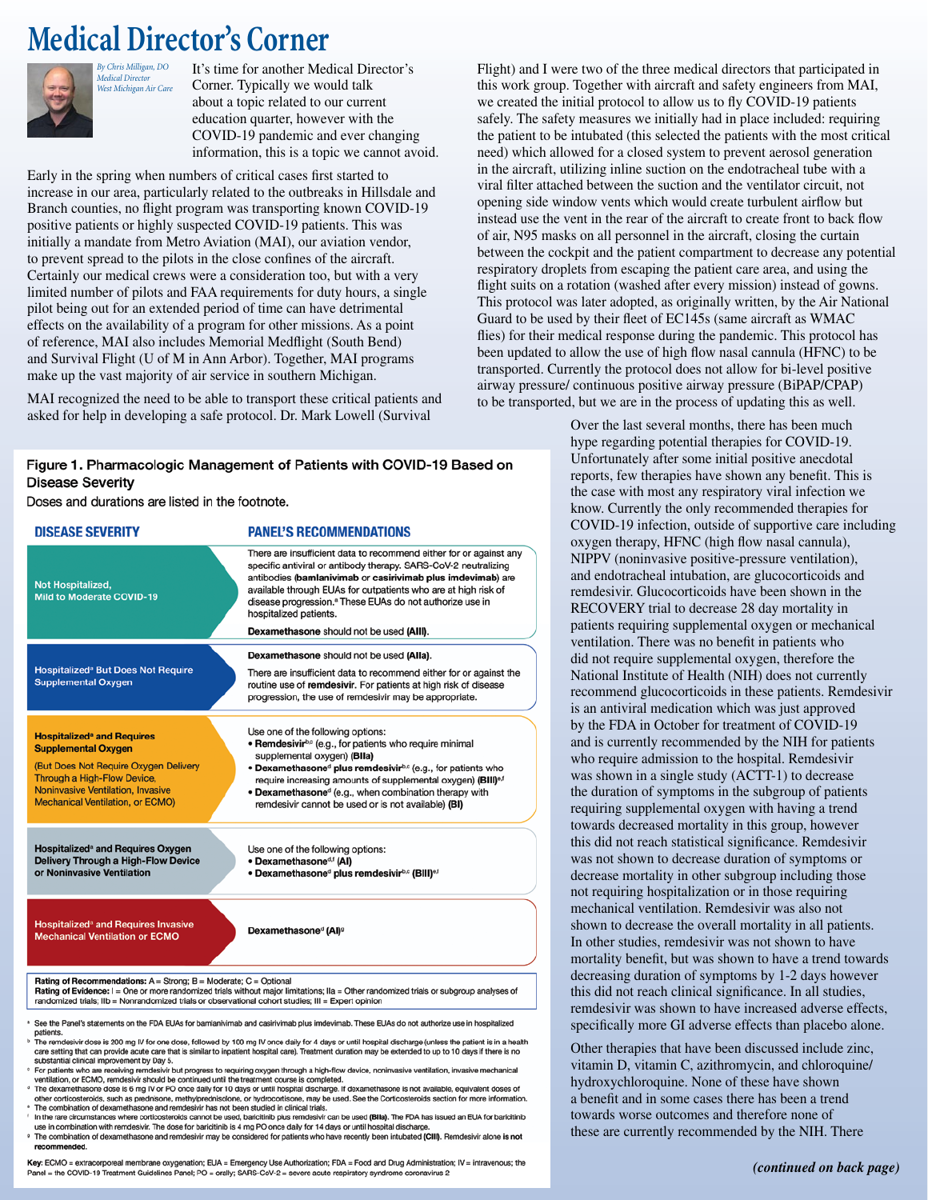# Medical Director's Corner

*By Chris Milligan, DO*
*Medical Director*
*West Michigan Air Care*

It's time for another Medical Director's Corner. Typically we would talk about a topic related to our current education quarter, however with the COVID-19 pandemic and ever changing information, this is a topic we cannot avoid.

Early in the spring when numbers of critical cases first started to increase in our area, particularly related to the outbreaks in Hillsdale and Branch counties, no flight program was transporting known COVID-19 positive patients or highly suspected COVID-19 patients. This was initially a mandate from Metro Aviation (MAI), our aviation vendor, to prevent spread to the pilots in the close confines of the aircraft. Certainly our medical crews were a consideration too, but with a very limited number of pilots and FAA requirements for duty hours, a single pilot being out for an extended period of time can have detrimental effects on the availability of a program for other missions. As a point of reference, MAI also includes Memorial Medflight (South Bend) and Survival Flight (U of M in Ann Arbor). Together, MAI programs make up the vast majority of air service in southern Michigan.

MAI recognized the need to be able to transport these critical patients and asked for help in developing a safe protocol. Dr. Mark Lowell (Survival Flight) and I were two of the three medical directors that participated in this work group. Together with aircraft and safety engineers from MAI, we created the initial protocol to allow us to fly COVID-19 patients safely. The safety measures we initially had in place included: requiring the patient to be intubated (this selected the patients with the most critical need) which allowed for a closed system to prevent aerosol generation in the aircraft, utilizing inline suction on the endotracheal tube with a viral filter attached between the suction and the ventilator circuit, not opening side window vents which would create turbulent airflow but instead use the vent in the rear of the aircraft to create front to back flow of air, N95 masks on all personnel in the aircraft, closing the curtain between the cockpit and the patient compartment to decrease any potential respiratory droplets from escaping the patient care area, and using the flight suits on a rotation (washed after every mission) instead of gowns. This protocol was later adopted, as originally written, by the Air National Guard to be used by their fleet of EC145s (same aircraft as WMAC flies) for their medical response during the pandemic. This protocol has been updated to allow the use of high flow nasal cannula (HFNC) to be transported. Currently the protocol does not allow for bi-level positive airway pressure/ continuous positive airway pressure (BiPAP/CPAP) to be transported, but we are in the process of updating this as well.

**Figure 1. Pharmacologic Management of Patients with COVID-19 Based on Disease Severity**

Doses and durations are listed in the footnote.

| DISEASE SEVERITY | PANEL'S RECOMMENDATIONS |
|---|---|
| Not Hospitalized, Mild to Moderate COVID-19 | There are insufficient data to recommend either for or against any specific antiviral or antibody therapy. SARS-CoV-2 neutralizing antibodies (**bamlanivimab** or **casirivimab plus imdevimab**) are available through EUAs for outpatients who are at high risk of disease progression.[a] These EUAs do not authorize use in hospitalized patients. **Dexamethasone** should not be used **(AIII)**. |
| Hospitalized[a] But Does Not Require Supplemental Oxygen | **Dexamethasone** should not be used **(AIIa)**. There are insufficient data to recommend either for or against the routine use of **remdesivir**. For patients at high risk of disease progression, the use of remdesivir may be appropriate. |
| **Hospitalized[a] and Requires Supplemental Oxygen** (But Does Not Require Oxygen Delivery Through a High-Flow Device, Noninvasive Ventilation, Invasive Mechanical Ventilation, or ECMO) | Use one of the following options: • **Remdesivir**[b,c] (e.g., for patients who require minimal supplemental oxygen) **(BIIa)** • **Dexamethasone**[d] **plus remdesivir**[b,c] (e.g., for patients who require increasing amounts of supplemental oxygen) **(BIII)**[e,f] • **Dexamethasone**[d] (e.g., when combination therapy with remdesivir cannot be used or is not available) **(BI)** |
| **Hospitalized[a] and Requires Oxygen Delivery Through a High-Flow Device or Noninvasive Ventilation** | Use one of the following options: • **Dexamethasone**[d,f] **(AI)** • **Dexamethasone**[d] **plus remdesivir**[b,c] **(BIII)**[e,f] |
| Hospitalized[a] and Requires Invasive Mechanical Ventilation or ECMO | **Dexamethasone**[d] **(AI)**[g] |

**Rating of Recommendations:** A = Strong; B = Moderate; C = Optional
**Rating of Evidence:** I = One or more randomized trials without major limitations; IIa = Other randomized trials or subgroup analyses of randomized trials; IIb = Nonrandomized trials or observational cohort studies; III = Expert opinion

[a] See the Panel's statements on the FDA EUAs for bamlanivimab and casirivimab plus imdevimab. These EUAs do not authorize use in hospitalized patients.
[b] The remdesivir dose is 200 mg IV for one dose, followed by 100 mg IV once daily for 4 days or until hospital discharge (unless the patient is in a health care setting that can provide acute care that is similar to inpatient hospital care). Treatment duration may be extended to up to 10 days if there is no substantial clinical improvement by Day 5.
[c] For patients who are receiving remdesivir but progress to requiring oxygen through a high-flow device, noninvasive ventilation, invasive mechanical ventilation, or ECMO, remdesivir should be continued until the treatment course is completed.
[d] The dexamethasone dose is 6 mg IV or PO once daily for 10 days or until hospital discharge. If dexamethasone is not available, equivalent doses of other corticosteroids, such as prednisone, methylprednisolone, or hydrocortisone, may be used. See the Corticosteroids section for more information.
[e] The combination of dexamethasone and remdesivir has not been studied in clinical trials.
[f] In the rare circumstances where corticosteroids cannot be used, baricitinib plus remdesivir can be used **(BIIa)**. The FDA has issued an EUA for baricitinib use in combination with remdesivir. The dose for baricitinib is 4 mg PO once daily for 14 days or until hospital discharge.
[g] The combination of dexamethasone and remdesivir may be considered for patients who have recently been intubated **(CIII)**. Remdesivir alone is **not recommended.**

**Key:** ECMO = extracorporeal membrane oxygenation; EUA = Emergency Use Authorization; FDA = Food and Drug Administration; IV = intravenous; the Panel = the COVID-19 Treatment Guidelines Panel; PO = orally; SARS-CoV-2 = severe acute respiratory syndrome coronavirus 2

Over the last several months, there has been much hype regarding potential therapies for COVID-19. Unfortunately after some initial positive anecdotal reports, few therapies have shown any benefit. This is the case with most any respiratory viral infection we know. Currently the only recommended therapies for COVID-19 infection, outside of supportive care including oxygen therapy, HFNC (high flow nasal cannula), NIPPV (noninvasive positive-pressure ventilation), and endotracheal intubation, are glucocorticoids and remdesivir. Glucocorticoids have been shown in the RECOVERY trial to decrease 28 day mortality in patients requiring supplemental oxygen or mechanical ventilation. There was no benefit in patients who did not require supplemental oxygen, therefore the National Institute of Health (NIH) does not currently recommend glucocorticoids in these patients. Remdesivir is an antiviral medication which was just approved by the FDA in October for treatment of COVID-19 and is currently recommended by the NIH for patients who require admission to the hospital. Remdesivir was shown in a single study (ACTT-1) to decrease the duration of symptoms in the subgroup of patients requiring supplemental oxygen with having a trend towards decreased mortality in this group, however this did not reach statistical significance. Remdesivir was not shown to decrease duration of symptoms or decrease mortality in other subgroup including those not requiring hospitalization or in those requiring mechanical ventilation. Remdesivir was also not shown to decrease the overall mortality in all patients. In other studies, remdesivir was not shown to have mortality benefit, but was shown to have a trend towards decreasing duration of symptoms by 1-2 days however this did not reach clinical significance. In all studies, remdesivir was shown to have increased adverse effects, specifically more GI adverse effects than placebo alone.

Other therapies that have been discussed include zinc, vitamin D, vitamin C, azithromycin, and chloroquine/hydroxychloroquine. None of these have shown a benefit and in some cases there has been a trend towards worse outcomes and therefore none of these are currently recommended by the NIH. There

***(continued on back page)***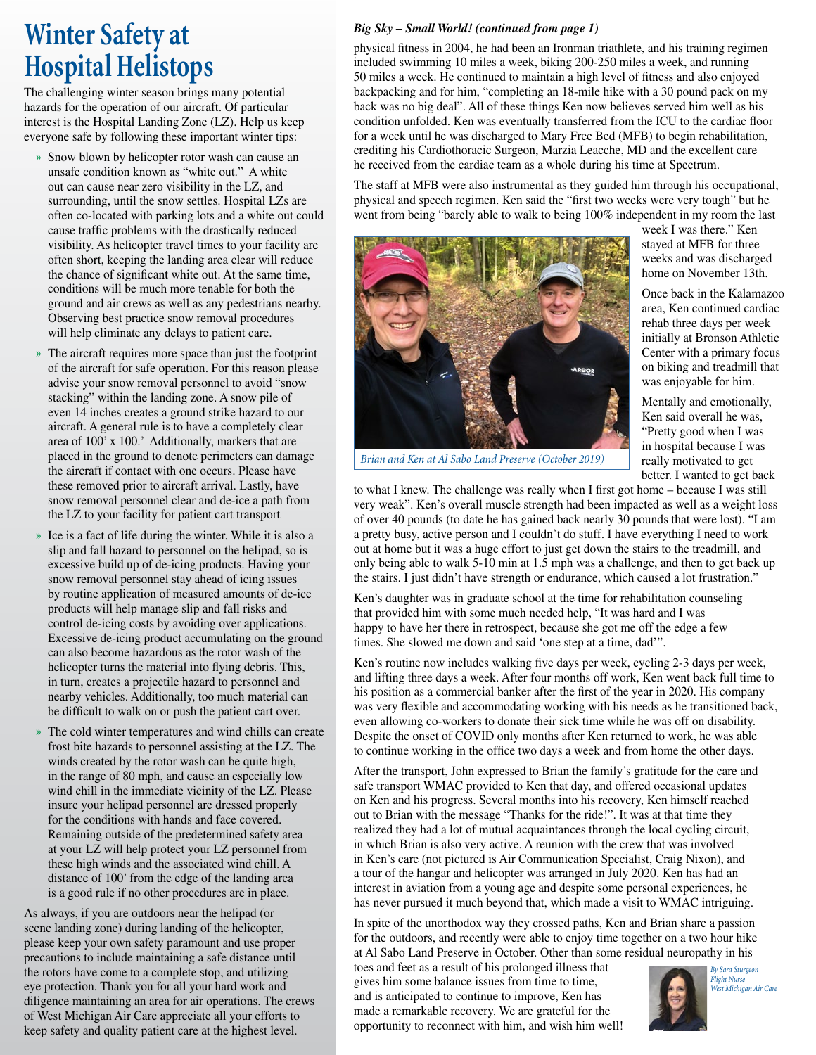# Winter Safety at Hospital Helistops

The challenging winter season brings many potential hazards for the operation of our aircraft. Of particular interest is the Hospital Landing Zone (LZ). Help us keep everyone safe by following these important winter tips:

- Snow blown by helicopter rotor wash can cause an unsafe condition known as "white out." A white out can cause near zero visibility in the LZ, and surrounding, until the snow settles. Hospital LZs are often co-located with parking lots and a white out could cause traffic problems with the drastically reduced visibility. As helicopter travel times to your facility are often short, keeping the landing area clear will reduce the chance of significant white out. At the same time, conditions will be much more tenable for both the ground and air crews as well as any pedestrians nearby. Observing best practice snow removal procedures will help eliminate any delays to patient care.
- The aircraft requires more space than just the footprint of the aircraft for safe operation. For this reason please advise your snow removal personnel to avoid "snow stacking" within the landing zone. A snow pile of even 14 inches creates a ground strike hazard to our aircraft. A general rule is to have a completely clear area of 100' x 100.' Additionally, markers that are placed in the ground to denote perimeters can damage the aircraft if contact with one occurs. Please have these removed prior to aircraft arrival. Lastly, have snow removal personnel clear and de-ice a path from the LZ to your facility for patient cart transport
- Ice is a fact of life during the winter. While it is also a slip and fall hazard to personnel on the helipad, so is excessive build up of de-icing products. Having your snow removal personnel stay ahead of icing issues by routine application of measured amounts of de-ice products will help manage slip and fall risks and control de-icing costs by avoiding over applications. Excessive de-icing product accumulating on the ground can also become hazardous as the rotor wash of the helicopter turns the material into flying debris. This, in turn, creates a projectile hazard to personnel and nearby vehicles. Additionally, too much material can be difficult to walk on or push the patient cart over.
- The cold winter temperatures and wind chills can create frost bite hazards to personnel assisting at the LZ. The winds created by the rotor wash can be quite high, in the range of 80 mph, and cause an especially low wind chill in the immediate vicinity of the LZ. Please insure your helipad personnel are dressed properly for the conditions with hands and face covered. Remaining outside of the predetermined safety area at your LZ will help protect your LZ personnel from these high winds and the associated wind chill. A distance of 100' from the edge of the landing area is a good rule if no other procedures are in place.

As always, if you are outdoors near the helipad (or scene landing zone) during landing of the helicopter, please keep your own safety paramount and use proper precautions to include maintaining a safe distance until the rotors have come to a complete stop, and utilizing eye protection. Thank you for all your hard work and diligence maintaining an area for air operations. The crews of West Michigan Air Care appreciate all your efforts to keep safety and quality patient care at the highest level.

*Big Sky – Small World! (continued from page 1)*

physical fitness in 2004, he had been an Ironman triathlete, and his training regimen included swimming 10 miles a week, biking 200-250 miles a week, and running 50 miles a week. He continued to maintain a high level of fitness and also enjoyed backpacking and for him, "completing an 18-mile hike with a 30 pound pack on my back was no big deal". All of these things Ken now believes served him well as his condition unfolded. Ken was eventually transferred from the ICU to the cardiac floor for a week until he was discharged to Mary Free Bed (MFB) to begin rehabilitation, crediting his Cardiothoracic Surgeon, Marzia Leacche, MD and the excellent care he received from the cardiac team as a whole during his time at Spectrum.

The staff at MFB were also instrumental as they guided him through his occupational, physical and speech regimen. Ken said the "first two weeks were very tough" but he went from being "barely able to walk to being 100% independent in my room the last week I was there." Ken stayed at MFB for three weeks and was discharged home on November 13th.

*Brian and Ken at Al Sabo Land Preserve (October 2019)*

Once back in the Kalamazoo area, Ken continued cardiac rehab three days per week initially at Bronson Athletic Center with a primary focus on biking and treadmill that was enjoyable for him.

Mentally and emotionally, Ken said overall he was, "Pretty good when I was in hospital because I was really motivated to get better. I wanted to get back to what I knew. The challenge was really when I first got home – because I was still very weak". Ken's overall muscle strength had been impacted as well as a weight loss of over 40 pounds (to date he has gained back nearly 30 pounds that were lost). "I am a pretty busy, active person and I couldn't do stuff. I have everything I need to work out at home but it was a huge effort to just get down the stairs to the treadmill, and only being able to walk 5-10 min at 1.5 mph was a challenge, and then to get back up the stairs. I just didn't have strength or endurance, which caused a lot frustration."

Ken's daughter was in graduate school at the time for rehabilitation counseling that provided him with some much needed help, "It was hard and I was happy to have her there in retrospect, because she got me off the edge a few times. She slowed me down and said 'one step at a time, dad'".

Ken's routine now includes walking five days per week, cycling 2-3 days per week, and lifting three days a week. After four months off work, Ken went back full time to his position as a commercial banker after the first of the year in 2020. His company was very flexible and accommodating working with his needs as he transitioned back, even allowing co-workers to donate their sick time while he was off on disability. Despite the onset of COVID only months after Ken returned to work, he was able to continue working in the office two days a week and from home the other days.

After the transport, John expressed to Brian the family's gratitude for the care and safe transport WMAC provided to Ken that day, and offered occasional updates on Ken and his progress. Several months into his recovery, Ken himself reached out to Brian with the message "Thanks for the ride!". It was at that time they realized they had a lot of mutual acquaintances through the local cycling circuit, in which Brian is also very active. A reunion with the crew that was involved in Ken's care (not pictured is Air Communication Specialist, Craig Nixon), and a tour of the hangar and helicopter was arranged in July 2020. Ken has had an interest in aviation from a young age and despite some personal experiences, he has never pursued it much beyond that, which made a visit to WMAC intriguing.

In spite of the unorthodox way they crossed paths, Ken and Brian share a passion for the outdoors, and recently were able to enjoy time together on a two hour hike at Al Sabo Land Preserve in October. Other than some residual neuropathy in his toes and feet as a result of his prolonged illness that gives him some balance issues from time to time, and is anticipated to continue to improve, Ken has made a remarkable recovery. We are grateful for the opportunity to reconnect with him, and wish him well!

*By Sara Sturgeon*
*Flight Nurse*
*West Michigan Air Care*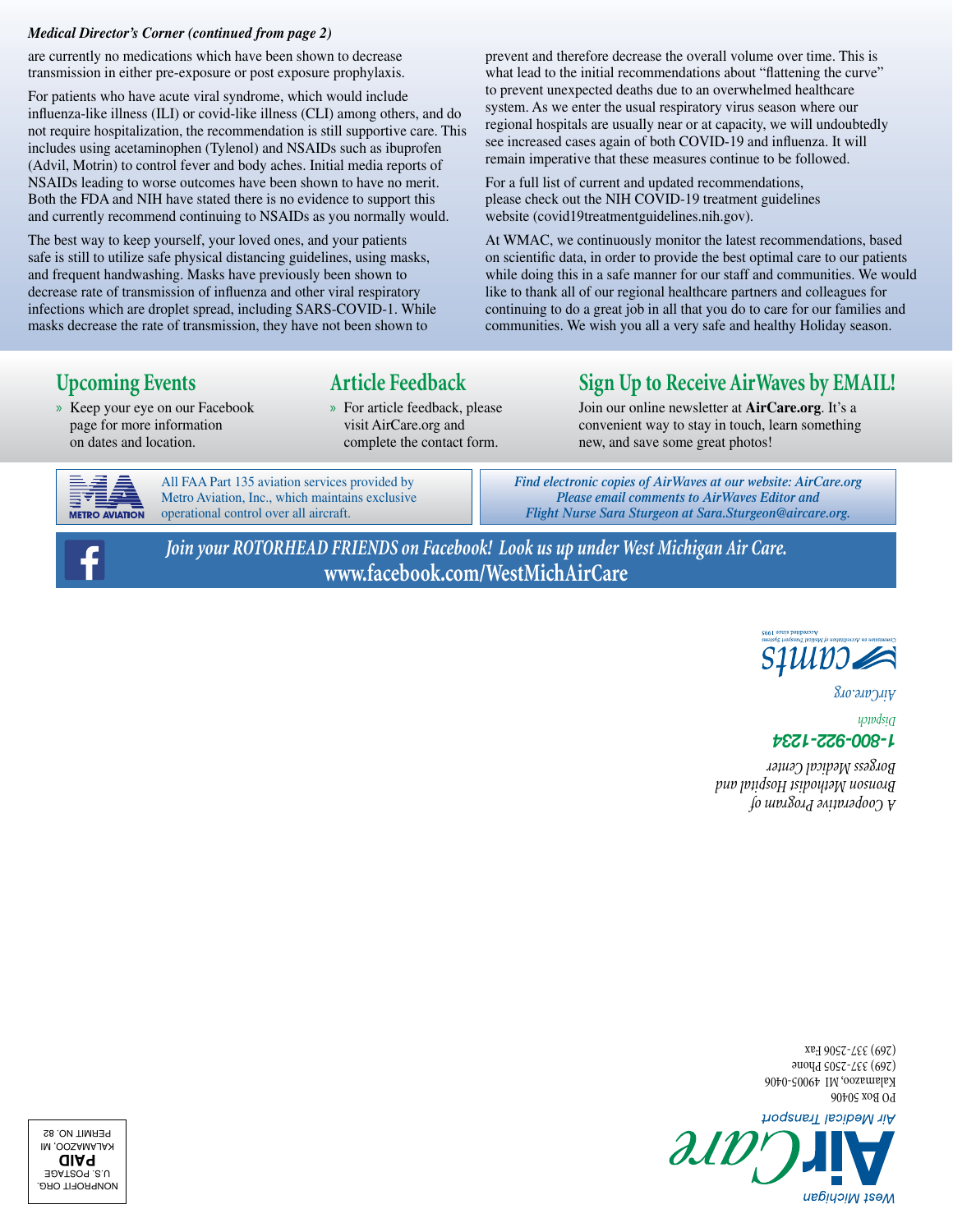*Medical Director's Corner (continued from page 2)*

are currently no medications which have been shown to decrease transmission in either pre-exposure or post exposure prophylaxis.

For patients who have acute viral syndrome, which would include influenza-like illness (ILI) or covid-like illness (CLI) among others, and do not require hospitalization, the recommendation is still supportive care. This includes using acetaminophen (Tylenol) and NSAIDs such as ibuprofen (Advil, Motrin) to control fever and body aches. Initial media reports of NSAIDs leading to worse outcomes have been shown to have no merit. Both the FDA and NIH have stated there is no evidence to support this and currently recommend continuing to NSAIDs as you normally would.

The best way to keep yourself, your loved ones, and your patients safe is still to utilize safe physical distancing guidelines, using masks, and frequent handwashing. Masks have previously been shown to decrease rate of transmission of influenza and other viral respiratory infections which are droplet spread, including SARS-COVID-1. While masks decrease the rate of transmission, they have not been shown to prevent and therefore decrease the overall volume over time. This is what lead to the initial recommendations about "flattening the curve" to prevent unexpected deaths due to an overwhelmed healthcare system. As we enter the usual respiratory virus season where our regional hospitals are usually near or at capacity, we will undoubtedly see increased cases again of both COVID-19 and influenza. It will remain imperative that these measures continue to be followed.

For a full list of current and updated recommendations, please check out the NIH COVID-19 treatment guidelines website (covid19treatmentguidelines.nih.gov).

At WMAC, we continuously monitor the latest recommendations, based on scientific data, in order to provide the best optimal care to our patients while doing this in a safe manner for our staff and communities. We would like to thank all of our regional healthcare partners and colleagues for continuing to do a great job in all that you do to care for our families and communities. We wish you all a very safe and healthy Holiday season.

## Upcoming Events

» Keep your eye on our Facebook page for more information on dates and location.

## Article Feedback

» For article feedback, please visit AirCare.org and complete the contact form.

## Sign Up to Receive AirWaves by EMAIL!

Join our online newsletter at **AirCare.org**. It's a convenient way to stay in touch, learn something new, and save some great photos!

METRO AVIATION

All FAA Part 135 aviation services provided by Metro Aviation, Inc., which maintains exclusive operational control over all aircraft.

***Find electronic copies of AirWaves at our website: AirCare.org***
***Please email comments to AirWaves Editor and Flight Nurse Sara Sturgeon at Sara.Sturgeon@aircare.org.***

***Join your ROTORHEAD FRIENDS on Facebook! Look us up under West Michigan Air Care.***
**www.facebook.com/WestMichAirCare**

camts
Commission on Accreditation of Medical Transport Systems
Accredited since 1995

*AirCare.org*

*Dispatch*
**1-800-922-1234**

*A Cooperative Program of Bronson Methodist Hospital and Borgess Medical Center*

West Michigan
**AirCare**
*Air Medical Transport*

PO Box 50406
Kalamazoo, MI 49005-0406
(269) 337-2505 Phone
(269) 337-2506 Fax

NONPROFIT ORG.
U.S. POSTAGE
**PAID**
KALAMAZOO, MI
PERMIT NO. 82